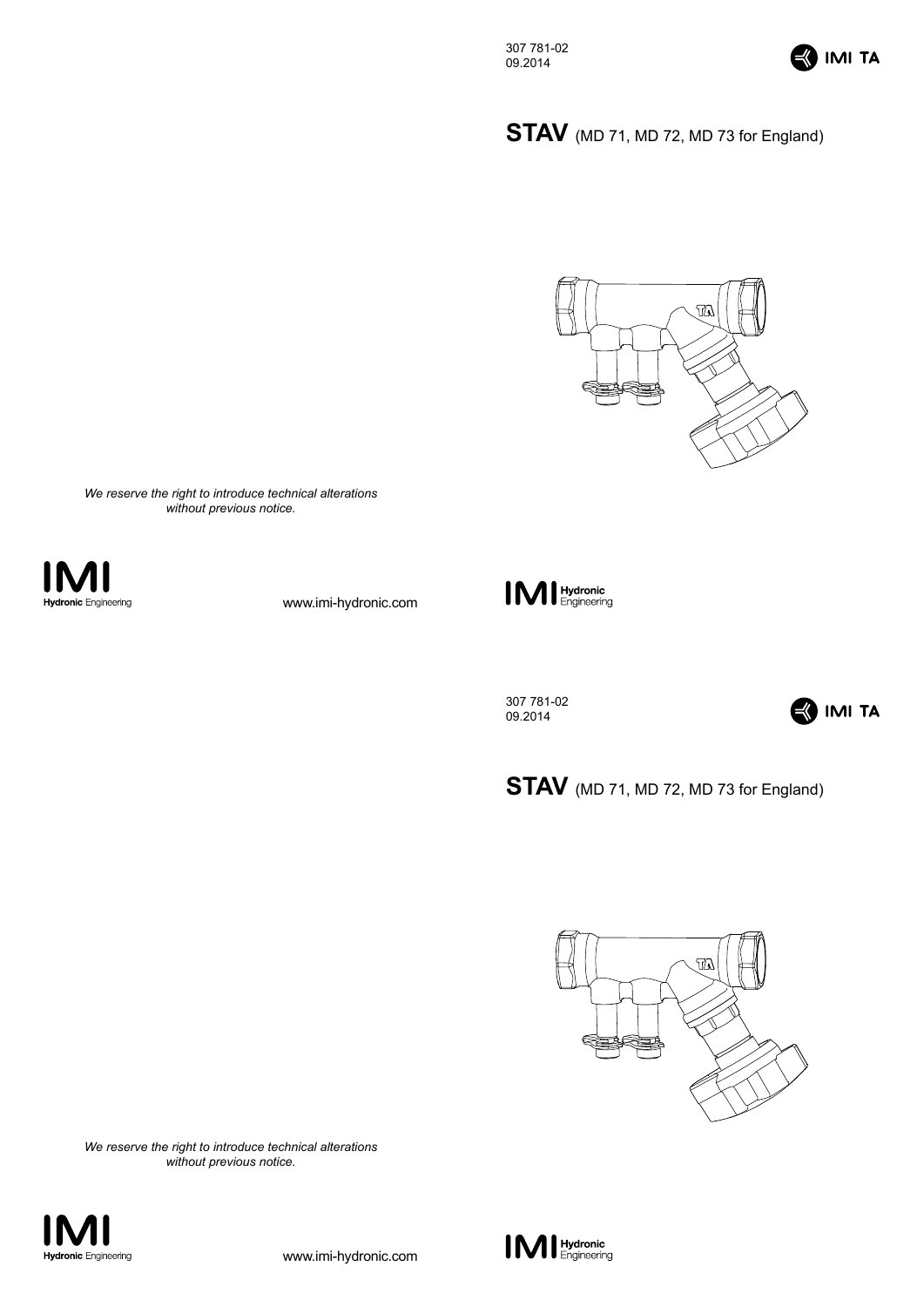307 781-02
09.2014

IMI TA

# STAV (MD 71, MD 72, MD 73 for England)

*We reserve the right to introduce technical alterations without previous notice.*

IMI Hydronic Engineering

www.imi-hydronic.com

IMI Hydronic Engineering

307 781-02
09.2014

IMI TA

# STAV (MD 71, MD 72, MD 73 for England)

*We reserve the right to introduce technical alterations without previous notice.*

IMI Hydronic Engineering

www.imi-hydronic.com

IMI Hydronic Engineering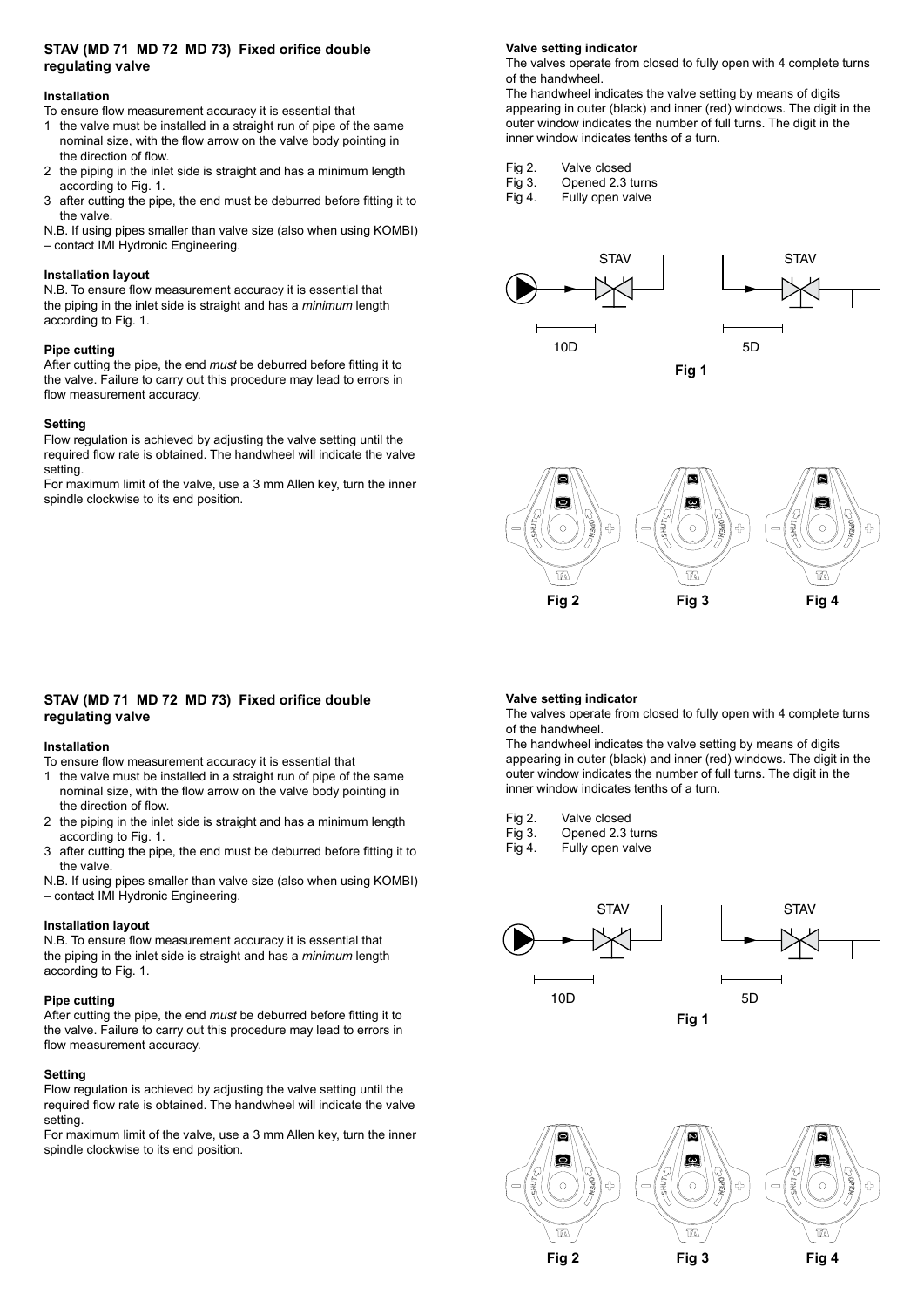## STAV (MD 71 MD 72 MD 73) Fixed orifice double regulating valve

### Installation

To ensure flow measurement accuracy it is essential that

1. the valve must be installed in a straight run of pipe of the same nominal size, with the flow arrow on the valve body pointing in the direction of flow.
2. the piping in the inlet side is straight and has a minimum length according to Fig. 1.
3. after cutting the pipe, the end must be deburred before fitting it to the valve.

N.B. If using pipes smaller than valve size (also when using KOMBI) – contact IMI Hydronic Engineering.

### Installation layout

N.B. To ensure flow measurement accuracy it is essential that the piping in the inlet side is straight and has a *minimum* length according to Fig. 1.

### Pipe cutting

After cutting the pipe, the end *must* be deburred before fitting it to the valve. Failure to carry out this procedure may lead to errors in flow measurement accuracy.

### Setting

Flow regulation is achieved by adjusting the valve setting until the required flow rate is obtained. The handwheel will indicate the valve setting.

For maximum limit of the valve, use a 3 mm Allen key, turn the inner spindle clockwise to its end position.

### Valve setting indicator

The valves operate from closed to fully open with 4 complete turns of the handwheel.

The handwheel indicates the valve setting by means of digits appearing in outer (black) and inner (red) windows. The digit in the outer window indicates the number of full turns. The digit in the inner window indicates tenths of a turn.

Fig 2. Valve closed
Fig 3. Opened 2.3 turns
Fig 4. Fully open valve

STAV
STAV
10D
5D

**Fig 1**

**Fig 2** **Fig 3** **Fig 4**

## STAV (MD 71 MD 72 MD 73) Fixed orifice double regulating valve

### Installation

To ensure flow measurement accuracy it is essential that

1. the valve must be installed in a straight run of pipe of the same nominal size, with the flow arrow on the valve body pointing in the direction of flow.
2. the piping in the inlet side is straight and has a minimum length according to Fig. 1.
3. after cutting the pipe, the end must be deburred before fitting it to the valve.

N.B. If using pipes smaller than valve size (also when using KOMBI) – contact IMI Hydronic Engineering.

### Installation layout

N.B. To ensure flow measurement accuracy it is essential that the piping in the inlet side is straight and has a *minimum* length according to Fig. 1.

### Pipe cutting

After cutting the pipe, the end *must* be deburred before fitting it to the valve. Failure to carry out this procedure may lead to errors in flow measurement accuracy.

### Setting

Flow regulation is achieved by adjusting the valve setting until the required flow rate is obtained. The handwheel will indicate the valve setting.

For maximum limit of the valve, use a 3 mm Allen key, turn the inner spindle clockwise to its end position.

### Valve setting indicator

The valves operate from closed to fully open with 4 complete turns of the handwheel.

The handwheel indicates the valve setting by means of digits appearing in outer (black) and inner (red) windows. The digit in the outer window indicates the number of full turns. The digit in the inner window indicates tenths of a turn.

Fig 2. Valve closed
Fig 3. Opened 2.3 turns
Fig 4. Fully open valve

STAV
STAV
10D
5D

**Fig 1**

**Fig 2** **Fig 3** **Fig 4**